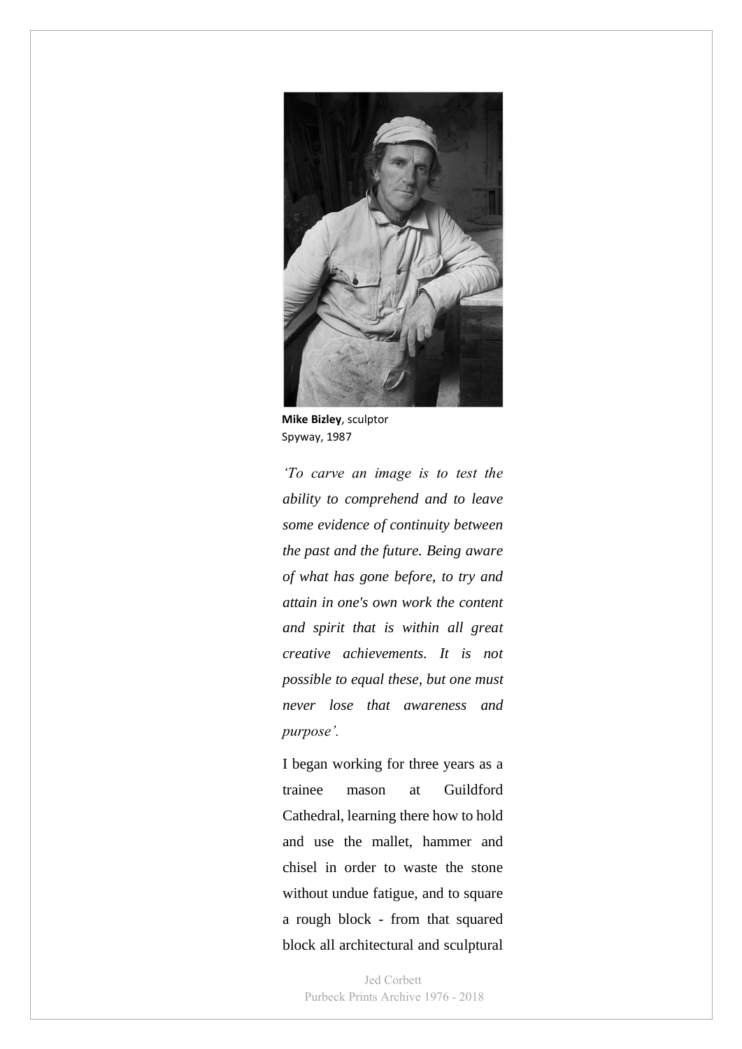**Mike Bizley**, sculptor
Spyway, 1987

*'To carve an image is to test the ability to comprehend and to leave some evidence of continuity between the past and the future. Being aware of what has gone before, to try and attain in one's own work the content and spirit that is within all great creative achievements. It is not possible to equal these, but one must never lose that awareness and purpose'.*

I began working for three years as a trainee mason at Guildford Cathedral, learning there how to hold and use the mallet, hammer and chisel in order to waste the stone without undue fatigue, and to square a rough block - from that squared block all architectural and sculptural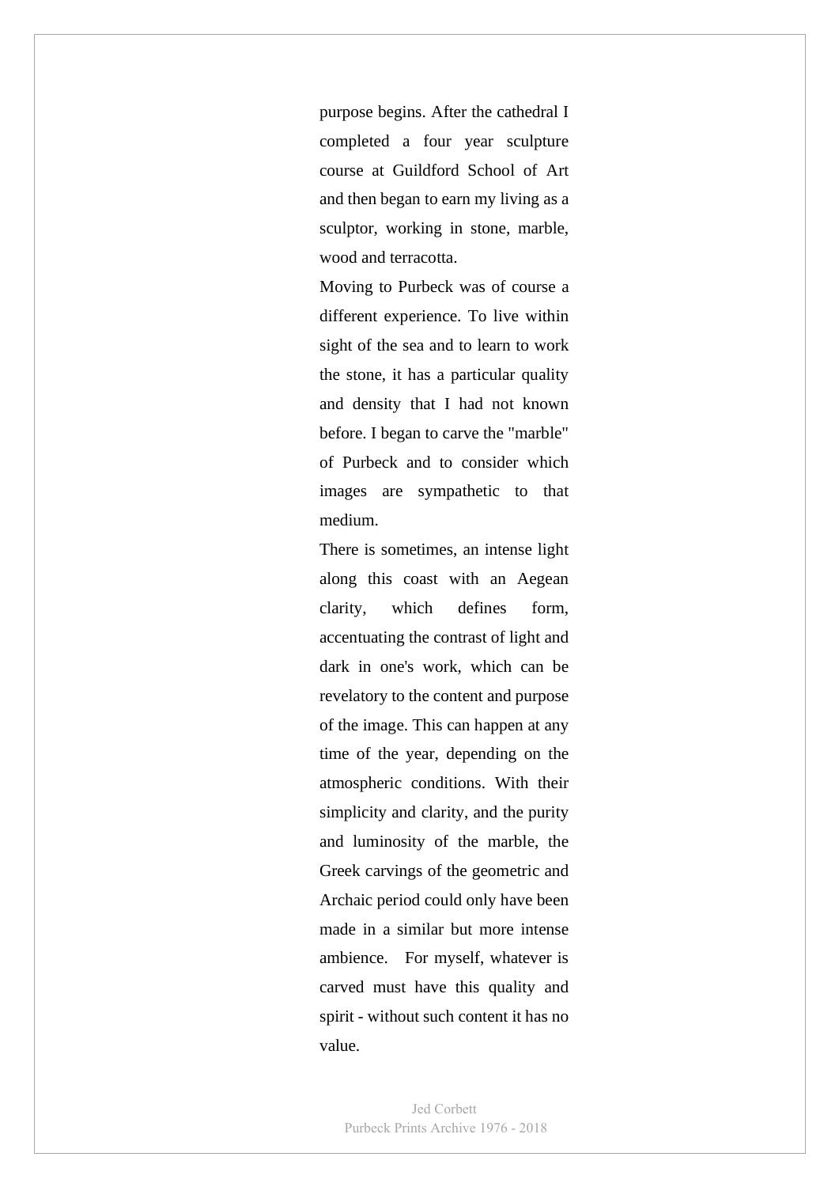purpose begins. After the cathedral I completed a four year sculpture course at Guildford School of Art and then began to earn my living as a sculptor, working in stone, marble, wood and terracotta.

Moving to Purbeck was of course a different experience. To live within sight of the sea and to learn to work the stone, it has a particular quality and density that I had not known before. I began to carve the "marble" of Purbeck and to consider which images are sympathetic to that medium.

There is sometimes, an intense light along this coast with an Aegean clarity, which defines form, accentuating the contrast of light and dark in one's work, which can be revelatory to the content and purpose of the image. This can happen at any time of the year, depending on the atmospheric conditions. With their simplicity and clarity, and the purity and luminosity of the marble, the Greek carvings of the geometric and Archaic period could only have been made in a similar but more intense ambience. For myself, whatever is carved must have this quality and spirit - without such content it has no value.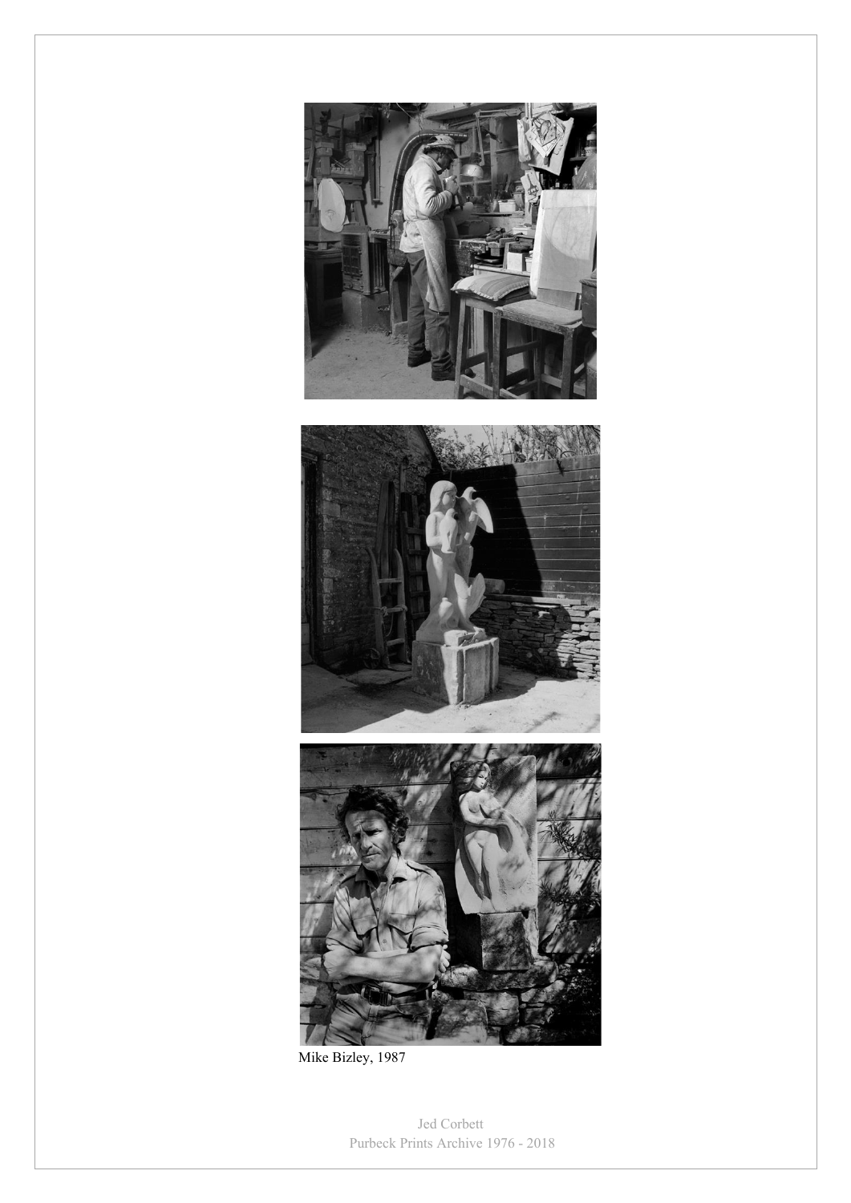Mike Bizley, 1987